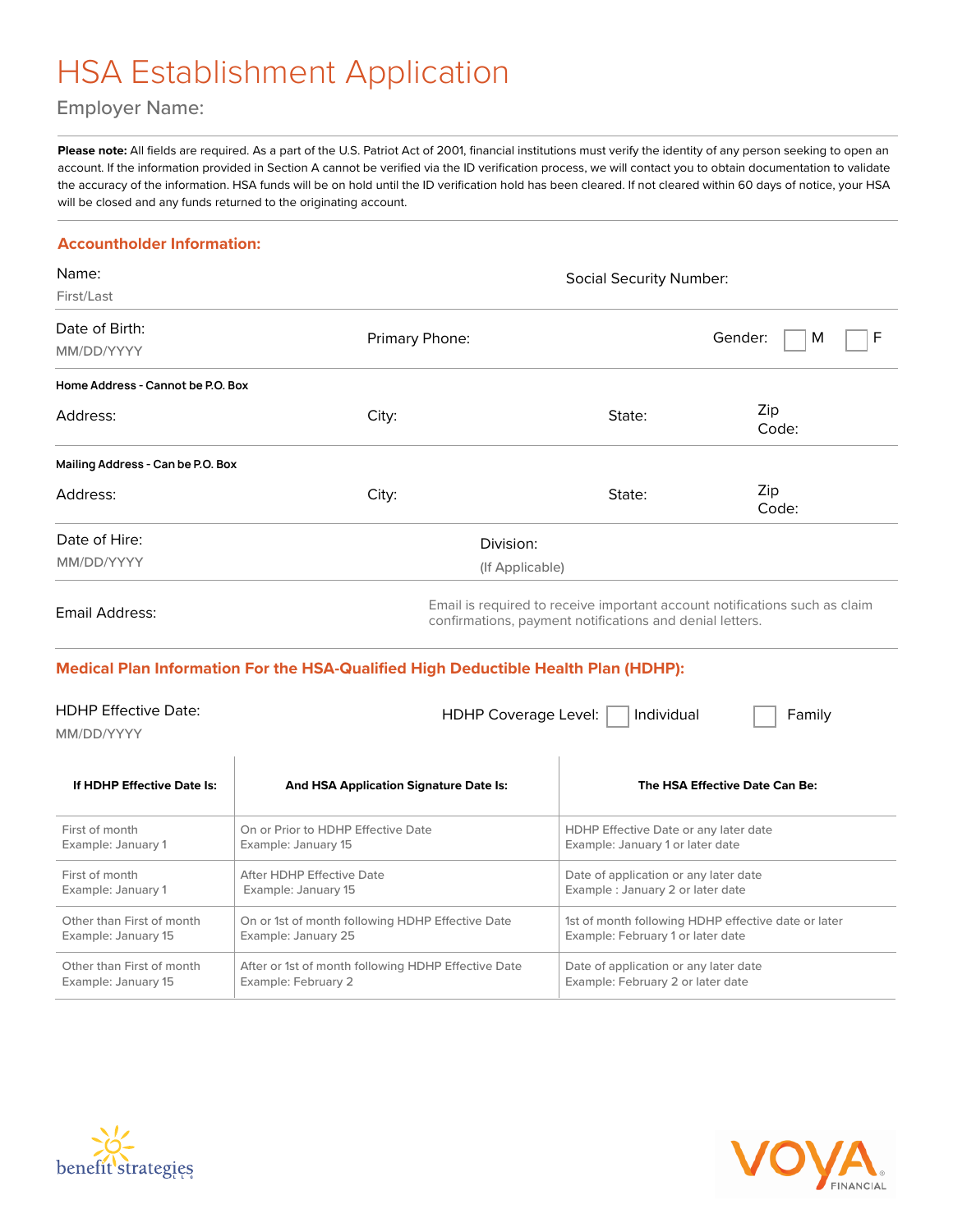# HSA Establishment Application

Employer Name:

**Please note:** All fields are required. As a part of the U.S. Patriot Act of 2001, financial institutions must verify the identity of any person seeking to open an account. If the information provided in Section A cannot be verified via the ID verification process, we will contact you to obtain documentation to validate the accuracy of the information. HSA funds will be on hold until the ID verification hold has been cleared. If not cleared within 60 days of notice, your HSA will be closed and any funds returned to the originating account.

## Accountholder Information:

Name: First/Last

Social Security Number:

Date of Birth: MM/DD/YYYY

Primary Phone:

Gender: ☐ M ☐ F

**Home Address - Cannot be P.O. Box**

Address:

City:

State:

Zip Code:

**Mailing Address - Can be P.O. Box**

Address:

City:

State:

Zip Code:

Date of Hire: MM/DD/YYYY

Division: (If Applicable)

Email Address:

Email is required to receive important account notifications such as claim confirmations, payment notifications and denial letters.

## Medical Plan Information For the HSA-Qualified High Deductible Health Plan (HDHP):

HDHP Effective Date: MM/DD/YYYY

HDHP Coverage Level: ☐ Individual ☐ Family

| If HDHP Effective Date Is: | And HSA Application Signature Date Is: | The HSA Effective Date Can Be: |
|---|---|---|
| First of month<br>Example: January 1 | On or Prior to HDHP Effective Date<br>Example: January 15 | HDHP Effective Date or any later date<br>Example: January 1 or later date |
| First of month<br>Example: January 1 | After HDHP Effective Date<br>Example: January 15 | Date of application or any later date<br>Example : January 2 or later date |
| Other than First of month<br>Example: January 15 | On or 1st of month following HDHP Effective Date<br>Example: January 25 | 1st of month following HDHP effective date or later<br>Example: February 1 or later date |
| Other than First of month<br>Example: January 15 | After or 1st of month following HDHP Effective Date<br>Example: February 2 | Date of application or any later date<br>Example: February 2 or later date |

benefit strategies LLC

VOYA FINANCIAL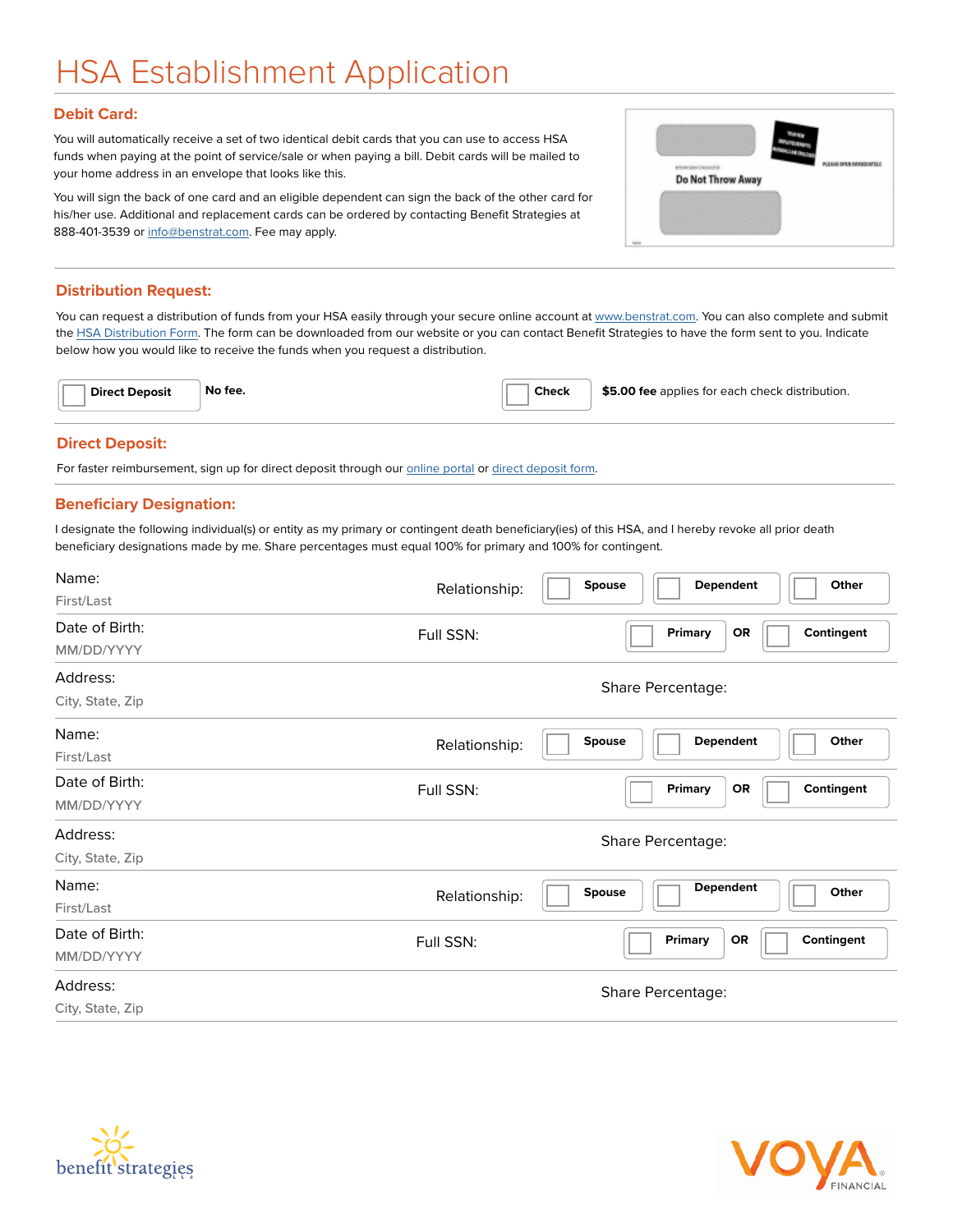# HSA Establishment Application

## Debit Card:

You will automatically receive a set of two identical debit cards that you can use to access HSA funds when paying at the point of service/sale or when paying a bill. Debit cards will be mailed to your home address in an envelope that looks like this.

You will sign the back of one card and an eligible dependent can sign the back of the other card for his/her use. Additional and replacement cards can be ordered by contacting Benefit Strategies at 888-401-3539 or info@benstrat.com. Fee may apply.

## Distribution Request:

You can request a distribution of funds from your HSA easily through your secure online account at www.benstrat.com. You can also complete and submit the HSA Distribution Form. The form can be downloaded from our website or you can contact Benefit Strategies to have the form sent to you. Indicate below how you would like to receive the funds when you request a distribution.

☐ **Direct Deposit** **No fee.**

☐ **Check** **$5.00 fee** applies for each check distribution.

## Direct Deposit:

For faster reimbursement, sign up for direct deposit through our online portal or direct deposit form.

## Beneficiary Designation:

I designate the following individual(s) or entity as my primary or contingent death beneficiary(ies) of this HSA, and I hereby revoke all prior death beneficiary designations made by me. Share percentages must equal 100% for primary and 100% for contingent.

| | |
|---|---|
| Name: First/Last | Relationship: ☐ **Spouse** ☐ **Dependent** ☐ **Other** |
| Date of Birth: MM/DD/YYYY | Full SSN: ☐ **Primary** **OR** ☐ **Contingent** |
| Address: City, State, Zip | Share Percentage: |
| Name: First/Last | Relationship: ☐ **Spouse** ☐ **Dependent** ☐ **Other** |
| Date of Birth: MM/DD/YYYY | Full SSN: ☐ **Primary** **OR** ☐ **Contingent** |
| Address: City, State, Zip | Share Percentage: |
| Name: First/Last | Relationship: ☐ **Spouse** ☐ **Dependent** ☐ **Other** |
| Date of Birth: MM/DD/YYYY | Full SSN: ☐ **Primary** **OR** ☐ **Contingent** |
| Address: City, State, Zip | Share Percentage: |

benefit strategies

VOYA FINANCIAL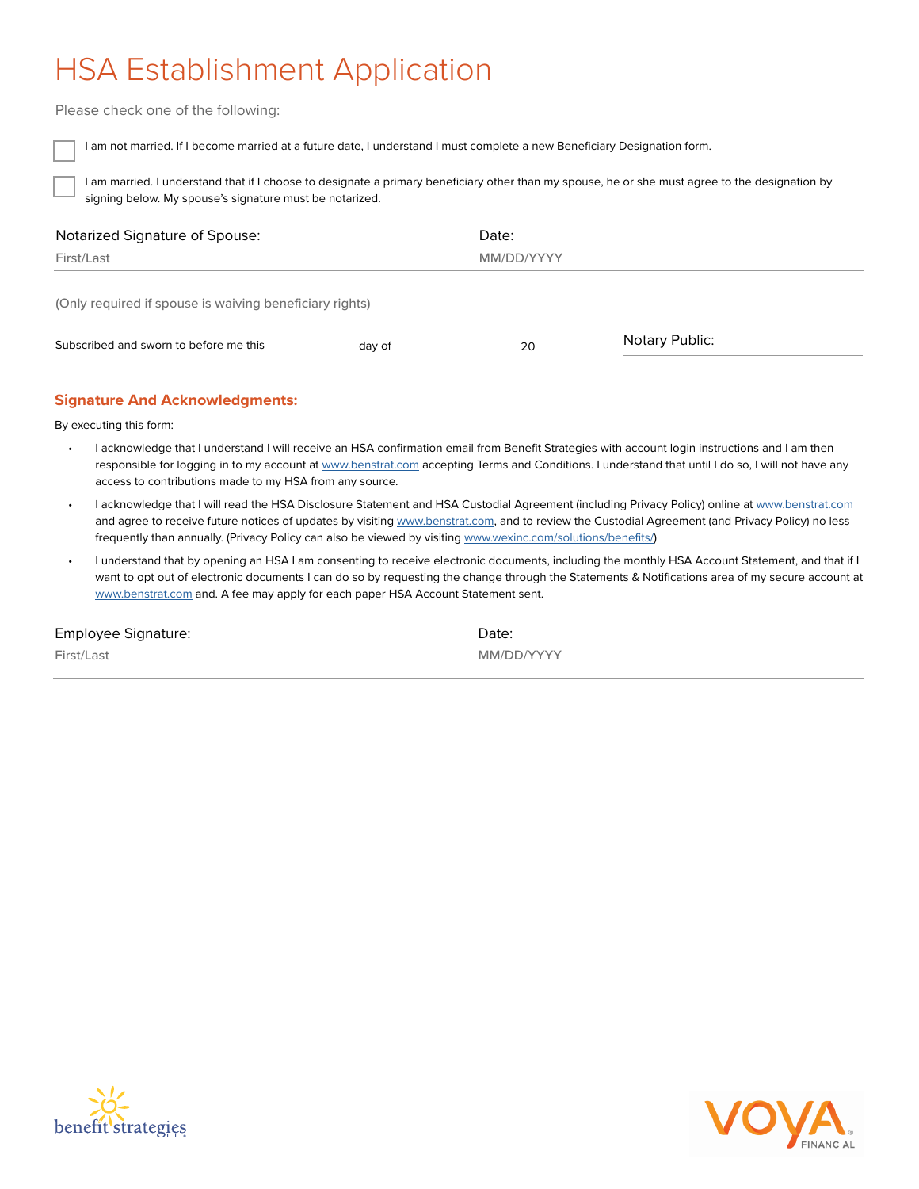# HSA Establishment Application

Please check one of the following:

☐ I am not married. If I become married at a future date, I understand I must complete a new Beneficiary Designation form.

☐ I am married. I understand that if I choose to designate a primary beneficiary other than my spouse, he or she must agree to the designation by signing below. My spouse's signature must be notarized.

Notarized Signature of Spouse: First/Last

Date: MM/DD/YYYY

(Only required if spouse is waiving beneficiary rights)

Subscribed and sworn to before me this ________ day of ____________ 20 ____

Notary Public: ____________

## Signature And Acknowledgments:

By executing this form:

- I acknowledge that I understand I will receive an HSA confirmation email from Benefit Strategies with account login instructions and I am then responsible for logging in to my account at www.benstrat.com accepting Terms and Conditions. I understand that until I do so, I will not have any access to contributions made to my HSA from any source.
- I acknowledge that I will read the HSA Disclosure Statement and HSA Custodial Agreement (including Privacy Policy) online at www.benstrat.com and agree to receive future notices of updates by visiting www.benstrat.com, and to review the Custodial Agreement (and Privacy Policy) no less frequently than annually. (Privacy Policy can also be viewed by visiting www.wexinc.com/solutions/benefits/)
- I understand that by opening an HSA I am consenting to receive electronic documents, including the monthly HSA Account Statement, and that if I want to opt out of electronic documents I can do so by requesting the change through the Statements & Notifications area of my secure account at www.benstrat.com and. A fee may apply for each paper HSA Account Statement sent.

Employee Signature: First/Last

Date: MM/DD/YYYY

benefit strategies LLC

VOYA FINANCIAL